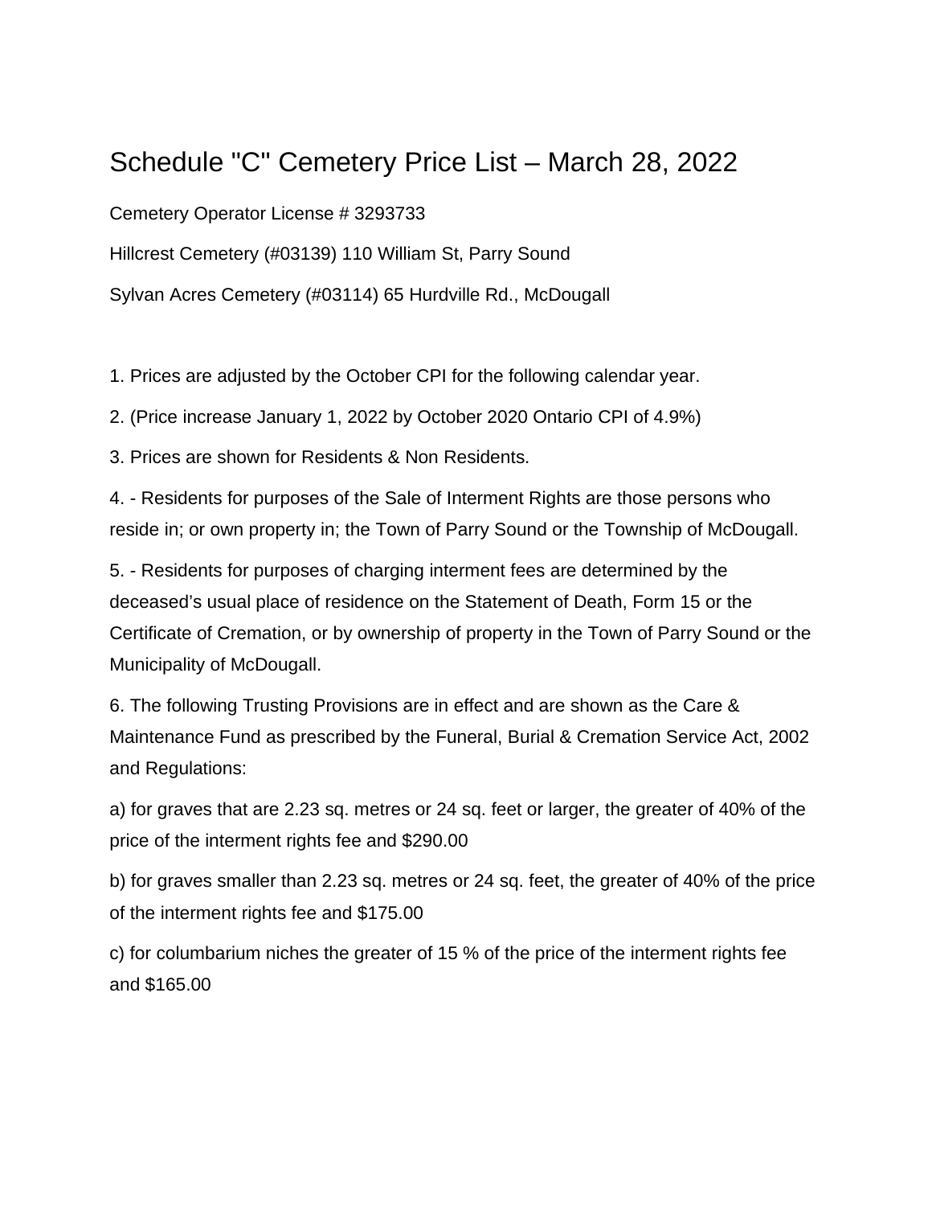# Schedule "C" Cemetery Price List – March 28, 2022

Cemetery Operator License # 3293733

Hillcrest Cemetery (#03139) 110 William St, Parry Sound

Sylvan Acres Cemetery (#03114) 65 Hurdville Rd., McDougall

1. Prices are adjusted by the October CPI for the following calendar year.

2. (Price increase January 1, 2022 by October 2020 Ontario CPI of 4.9%)

3. Prices are shown for Residents & Non Residents.

4. - Residents for purposes of the Sale of Interment Rights are those persons who reside in; or own property in; the Town of Parry Sound or the Township of McDougall.

5. - Residents for purposes of charging interment fees are determined by the deceased's usual place of residence on the Statement of Death, Form 15 or the Certificate of Cremation, or by ownership of property in the Town of Parry Sound or the Municipality of McDougall.

6. The following Trusting Provisions are in effect and are shown as the Care & Maintenance Fund as prescribed by the Funeral, Burial & Cremation Service Act, 2002 and Regulations:

a) for graves that are 2.23 sq. metres or 24 sq. feet or larger, the greater of 40% of the price of the interment rights fee and $290.00

b) for graves smaller than 2.23 sq. metres or 24 sq. feet, the greater of 40% of the price of the interment rights fee and $175.00

c) for columbarium niches the greater of 15 % of the price of the interment rights fee and $165.00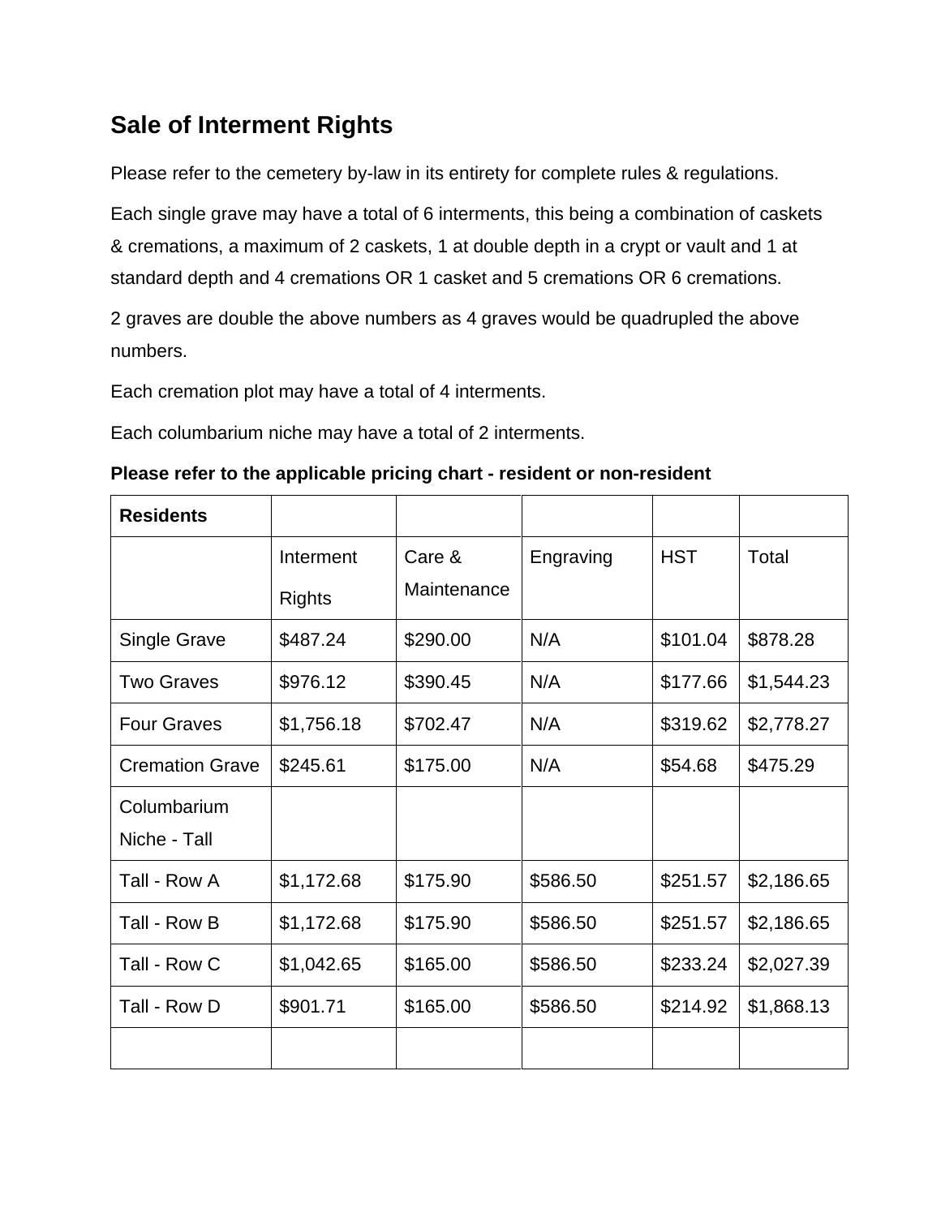## Sale of Interment Rights

Please refer to the cemetery by-law in its entirety for complete rules & regulations.

Each single grave may have a total of 6 interments, this being a combination of caskets & cremations, a maximum of 2 caskets, 1 at double depth in a crypt or vault and 1 at standard depth and 4 cremations OR 1 casket and 5 cremations OR 6 cremations.

2 graves are double the above numbers as 4 graves would be quadrupled the above numbers.

Each cremation plot may have a total of 4 interments.

Each columbarium niche may have a total of 2 interments.

**Please refer to the applicable pricing chart - resident or non-resident**

| **Residents** | | | | | |
|---|---|---|---|---|---|
| | Interment Rights | Care & Maintenance | Engraving | HST | Total |
| Single Grave | $487.24 | $290.00 | N/A | $101.04 | $878.28 |
| Two Graves | $976.12 | $390.45 | N/A | $177.66 | $1,544.23 |
| Four Graves | $1,756.18 | $702.47 | N/A | $319.62 | $2,778.27 |
| Cremation Grave | $245.61 | $175.00 | N/A | $54.68 | $475.29 |
| Columbarium Niche - Tall | | | | | |
| Tall - Row A | $1,172.68 | $175.90 | $586.50 | $251.57 | $2,186.65 |
| Tall - Row B | $1,172.68 | $175.90 | $586.50 | $251.57 | $2,186.65 |
| Tall - Row C | $1,042.65 | $165.00 | $586.50 | $233.24 | $2,027.39 |
| Tall - Row D | $901.71 | $165.00 | $586.50 | $214.92 | $1,868.13 |
| | | | | | |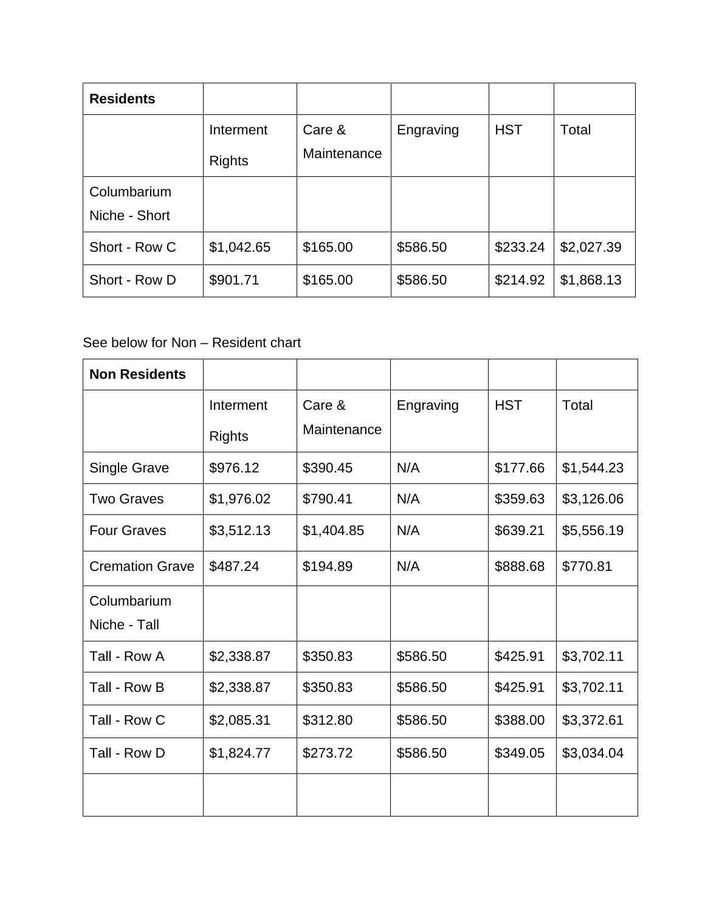| Residents | | | | | |
|---|---|---|---|---|---|
| | Interment Rights | Care & Maintenance | Engraving | HST | Total |
| Columbarium Niche - Short | | | | | |
| Short - Row C | $1,042.65 | $165.00 | $586.50 | $233.24 | $2,027.39 |
| Short - Row D | $901.71 | $165.00 | $586.50 | $214.92 | $1,868.13 |

See below for Non – Resident chart

| Non Residents | | | | | |
|---|---|---|---|---|---|
| | Interment Rights | Care & Maintenance | Engraving | HST | Total |
| Single Grave | $976.12 | $390.45 | N/A | $177.66 | $1,544.23 |
| Two Graves | $1,976.02 | $790.41 | N/A | $359.63 | $3,126.06 |
| Four Graves | $3,512.13 | $1,404.85 | N/A | $639.21 | $5,556.19 |
| Cremation Grave | $487.24 | $194.89 | N/A | $888.68 | $770.81 |
| Columbarium Niche - Tall | | | | | |
| Tall - Row A | $2,338.87 | $350.83 | $586.50 | $425.91 | $3,702.11 |
| Tall - Row B | $2,338.87 | $350.83 | $586.50 | $425.91 | $3,702.11 |
| Tall - Row C | $2,085.31 | $312.80 | $586.50 | $388.00 | $3,372.61 |
| Tall - Row D | $1,824.77 | $273.72 | $586.50 | $349.05 | $3,034.04 |
| | | | | | |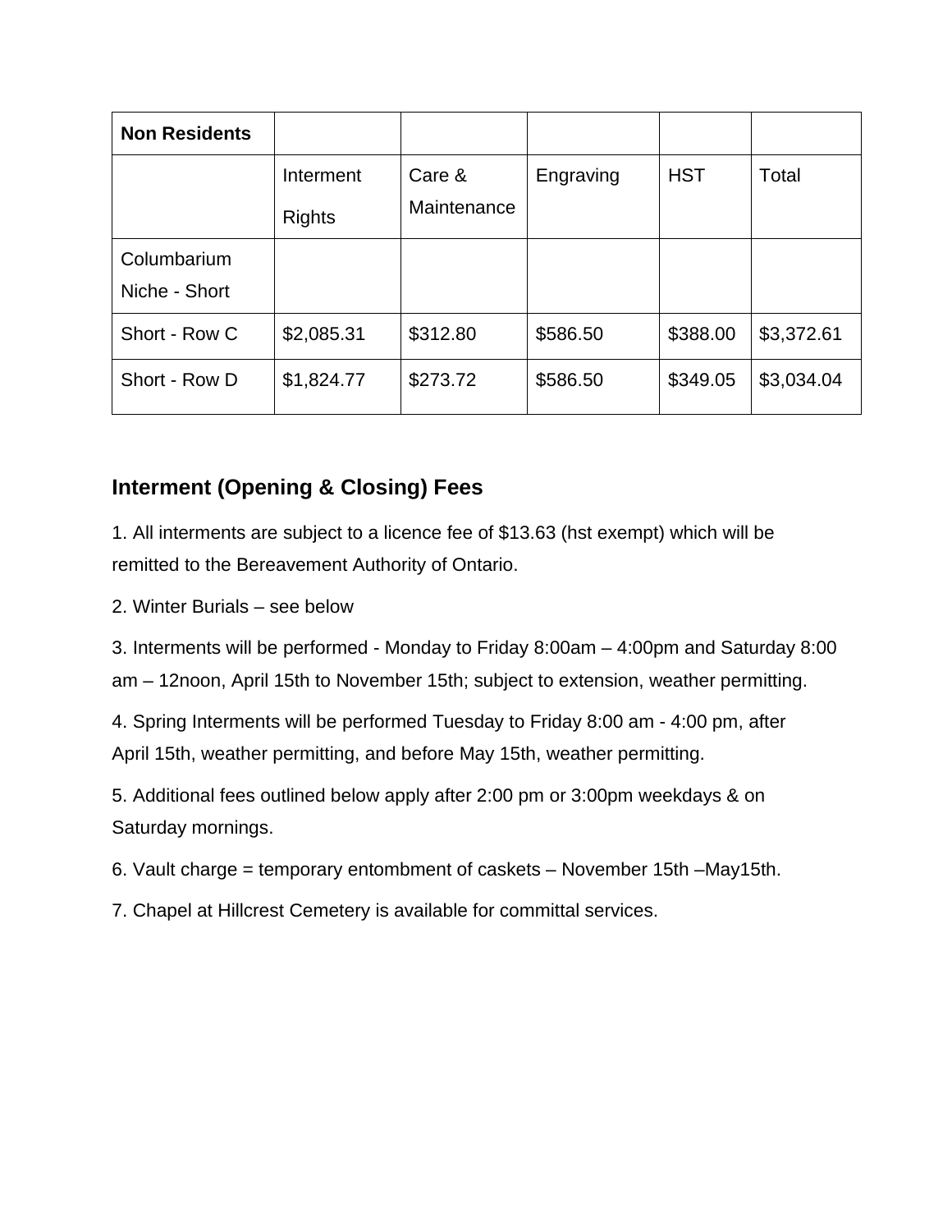| Non Residents | | | | | |
|---|---|---|---|---|---|
| | Interment Rights | Care & Maintenance | Engraving | HST | Total |
| Columbarium Niche - Short | | | | | |
| Short - Row C | $2,085.31 | $312.80 | $586.50 | $388.00 | $3,372.61 |
| Short - Row D | $1,824.77 | $273.72 | $586.50 | $349.05 | $3,034.04 |

## Interment (Opening & Closing) Fees

1. All interments are subject to a licence fee of $13.63 (hst exempt) which will be remitted to the Bereavement Authority of Ontario.

2. Winter Burials – see below

3. Interments will be performed - Monday to Friday 8:00am – 4:00pm and Saturday 8:00 am – 12noon, April 15th to November 15th; subject to extension, weather permitting.

4. Spring Interments will be performed Tuesday to Friday 8:00 am - 4:00 pm, after April 15th, weather permitting, and before May 15th, weather permitting.

5. Additional fees outlined below apply after 2:00 pm or 3:00pm weekdays & on Saturday mornings.

6. Vault charge = temporary entombment of caskets – November 15th –May15th.

7. Chapel at Hillcrest Cemetery is available for committal services.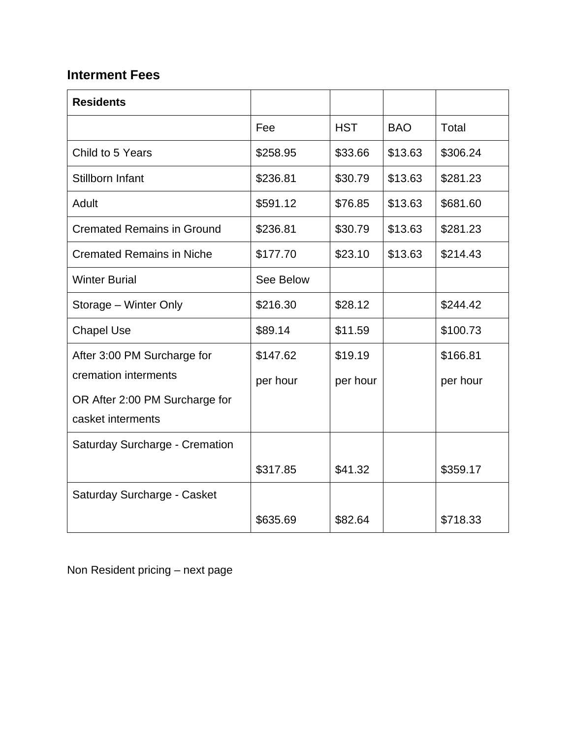## Interment Fees

| **Residents** | | | | |
|---|---|---|---|---|
| | Fee | HST | BAO | Total |
| Child to 5 Years | $258.95 | $33.66 | $13.63 | $306.24 |
| Stillborn Infant | $236.81 | $30.79 | $13.63 | $281.23 |
| Adult | $591.12 | $76.85 | $13.63 | $681.60 |
| Cremated Remains in Ground | $236.81 | $30.79 | $13.63 | $281.23 |
| Cremated Remains in Niche | $177.70 | $23.10 | $13.63 | $214.43 |
| Winter Burial | See Below | | | |
| Storage – Winter Only | $216.30 | $28.12 | | $244.42 |
| Chapel Use | $89.14 | $11.59 | | $100.73 |
| After 3:00 PM Surcharge for cremation interments OR After 2:00 PM Surcharge for casket interments | $147.62 per hour | $19.19 per hour | | $166.81 per hour |
| Saturday Surcharge - Cremation | $317.85 | $41.32 | | $359.17 |
| Saturday Surcharge - Casket | $635.69 | $82.64 | | $718.33 |

Non Resident pricing – next page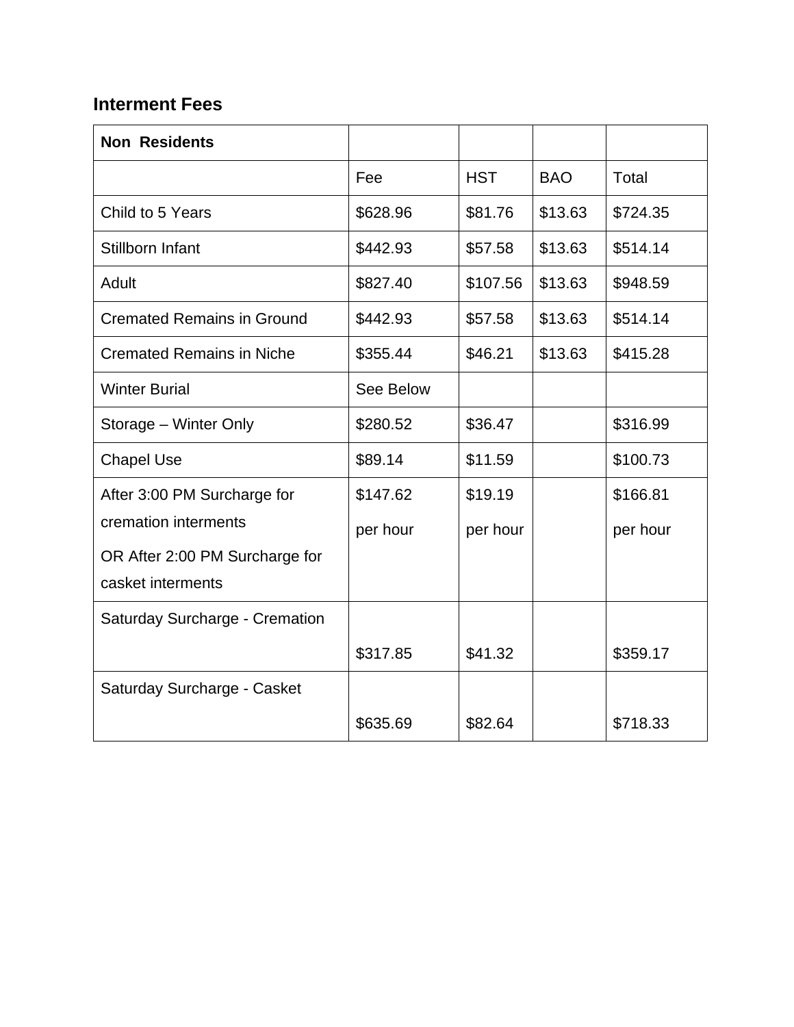## Interment Fees

| Non Residents | | | | |
|---|---|---|---|---|
| | Fee | HST | BAO | Total |
| Child to 5 Years | $628.96 | $81.76 | $13.63 | $724.35 |
| Stillborn Infant | $442.93 | $57.58 | $13.63 | $514.14 |
| Adult | $827.40 | $107.56 | $13.63 | $948.59 |
| Cremated Remains in Ground | $442.93 | $57.58 | $13.63 | $514.14 |
| Cremated Remains in Niche | $355.44 | $46.21 | $13.63 | $415.28 |
| Winter Burial | See Below | | | |
| Storage – Winter Only | $280.52 | $36.47 | | $316.99 |
| Chapel Use | $89.14 | $11.59 | | $100.73 |
| After 3:00 PM Surcharge for cremation interments OR After 2:00 PM Surcharge for casket interments | $147.62 per hour | $19.19 per hour | | $166.81 per hour |
| Saturday Surcharge - Cremation | $317.85 | $41.32 | | $359.17 |
| Saturday Surcharge - Casket | $635.69 | $82.64 | | $718.33 |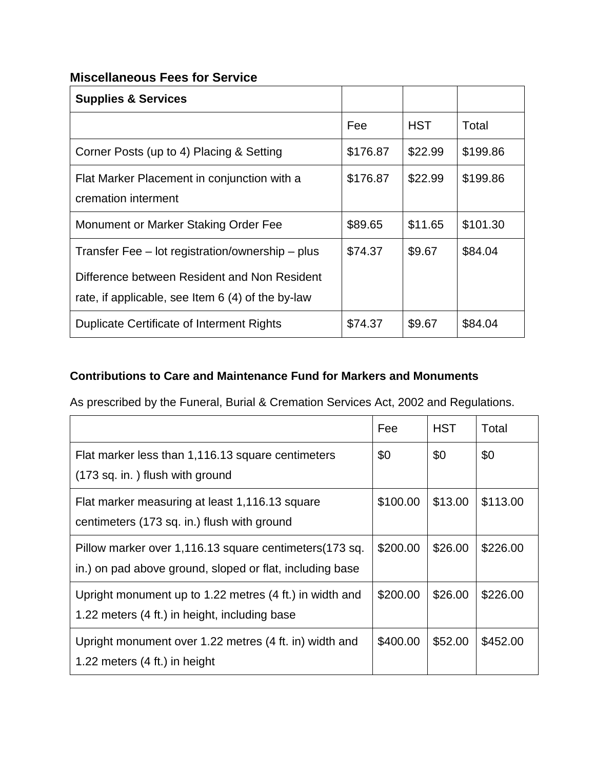### Miscellaneous Fees for Service

| Supplies & Services | | | |
|---|---|---|---|
| | Fee | HST | Total |
| Corner Posts (up to 4) Placing & Setting | $176.87 | $22.99 | $199.86 |
| Flat Marker Placement in conjunction with a cremation interment | $176.87 | $22.99 | $199.86 |
| Monument or Marker Staking Order Fee | $89.65 | $11.65 | $101.30 |
| Transfer Fee – lot registration/ownership – plus Difference between Resident and Non Resident rate, if applicable, see Item 6 (4) of the by-law | $74.37 | $9.67 | $84.04 |
| Duplicate Certificate of Interment Rights | $74.37 | $9.67 | $84.04 |

### Contributions to Care and Maintenance Fund for Markers and Monuments

As prescribed by the Funeral, Burial & Cremation Services Act, 2002 and Regulations.

| | Fee | HST | Total |
|---|---|---|---|
| Flat marker less than 1,116.13 square centimeters (173 sq. in. ) flush with ground | $0 | $0 | $0 |
| Flat marker measuring at least 1,116.13 square centimeters (173 sq. in.) flush with ground | $100.00 | $13.00 | $113.00 |
| Pillow marker over 1,116.13 square centimeters(173 sq. in.) on pad above ground, sloped or flat, including base | $200.00 | $26.00 | $226.00 |
| Upright monument up to 1.22 metres (4 ft.) in width and 1.22 meters (4 ft.) in height, including base | $200.00 | $26.00 | $226.00 |
| Upright monument over 1.22 metres (4 ft. in) width and 1.22 meters (4 ft.) in height | $400.00 | $52.00 | $452.00 |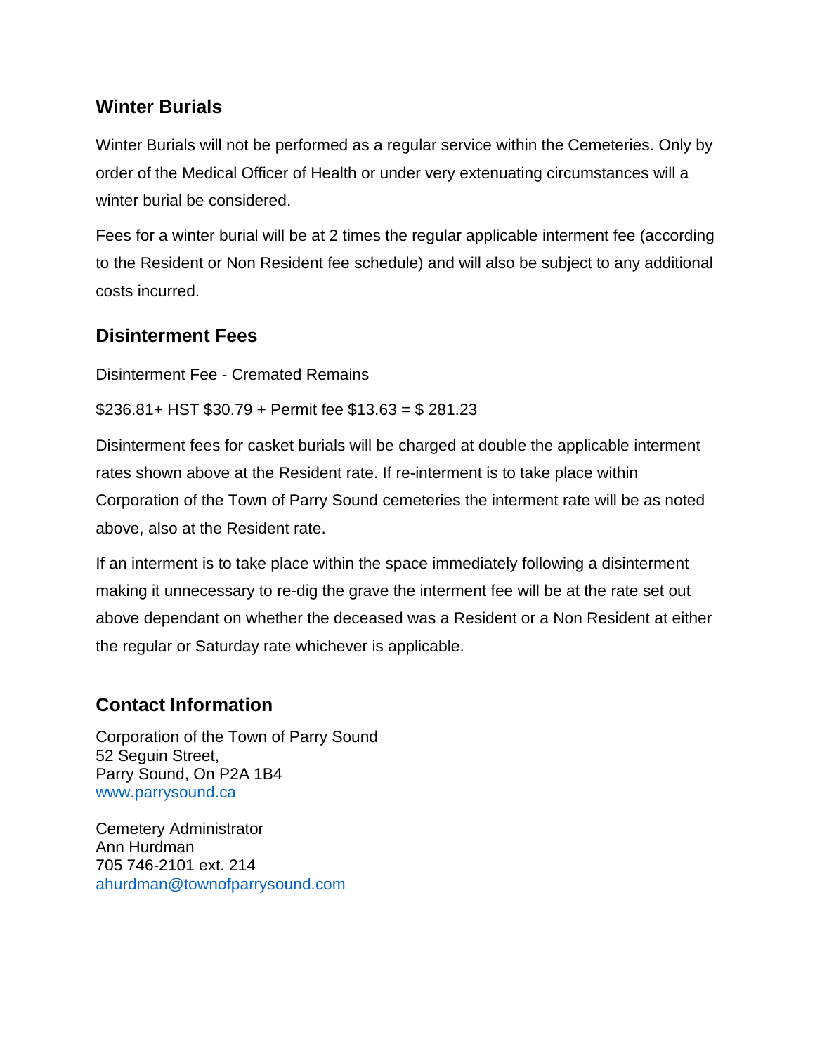## Winter Burials

Winter Burials will not be performed as a regular service within the Cemeteries. Only by order of the Medical Officer of Health or under very extenuating circumstances will a winter burial be considered.

Fees for a winter burial will be at 2 times the regular applicable interment fee (according to the Resident or Non Resident fee schedule) and will also be subject to any additional costs incurred.

## Disinterment Fees

Disinterment Fee - Cremated Remains

$236.81+ HST $30.79 + Permit fee $13.63 = $ 281.23

Disinterment fees for casket burials will be charged at double the applicable interment rates shown above at the Resident rate. If re-interment is to take place within Corporation of the Town of Parry Sound cemeteries the interment rate will be as noted above, also at the Resident rate.

If an interment is to take place within the space immediately following a disinterment making it unnecessary to re-dig the grave the interment fee will be at the rate set out above dependant on whether the deceased was a Resident or a Non Resident at either the regular or Saturday rate whichever is applicable.

## Contact Information

Corporation of the Town of Parry Sound
52 Seguin Street,
Parry Sound, On P2A 1B4
[www.parrysound.ca](http://www.parrysound.ca)

Cemetery Administrator
Ann Hurdman
705 746-2101 ext. 214
[ahurdman@townofparrysound.com](mailto:ahurdman@townofparrysound.com)